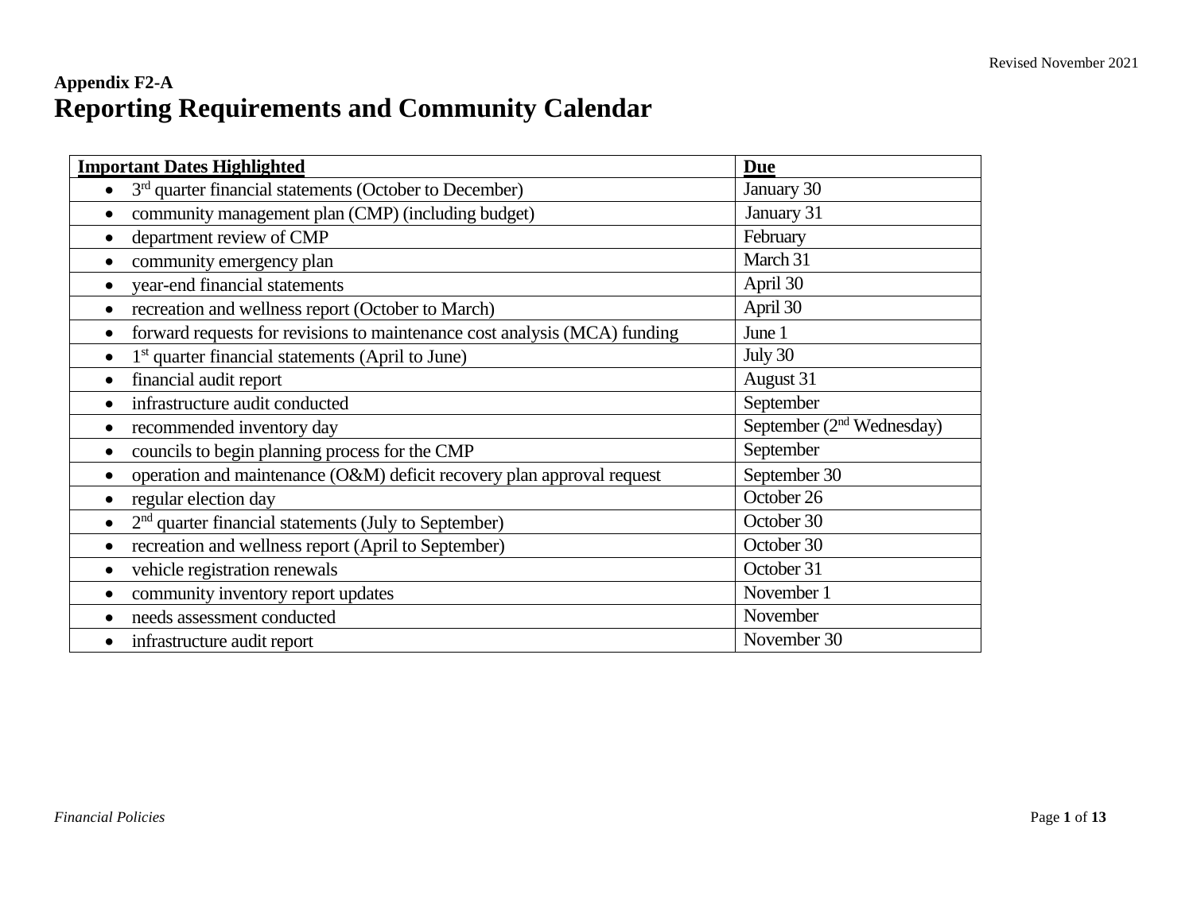**Appendix F2-A**

# Reporting Requirements and Community Calendar

| Important Dates Highlighted | Due |
|---|---|
| • 3rd quarter financial statements (October to December) | January 30 |
| • community management plan (CMP) (including budget) | January 31 |
| • department review of CMP | February |
| • community emergency plan | March 31 |
| • year-end financial statements | April 30 |
| • recreation and wellness report (October to March) | April 30 |
| • forward requests for revisions to maintenance cost analysis (MCA) funding | June 1 |
| • 1st quarter financial statements (April to June) | July 30 |
| • financial audit report | August 31 |
| • infrastructure audit conducted | September |
| • recommended inventory day | September (2nd Wednesday) |
| • councils to begin planning process for the CMP | September |
| • operation and maintenance (O&M) deficit recovery plan approval request | September 30 |
| • regular election day | October 26 |
| • 2nd quarter financial statements (July to September) | October 30 |
| • recreation and wellness report (April to September) | October 30 |
| • vehicle registration renewals | October 31 |
| • community inventory report updates | November 1 |
| • needs assessment conducted | November |
| • infrastructure audit report | November 30 |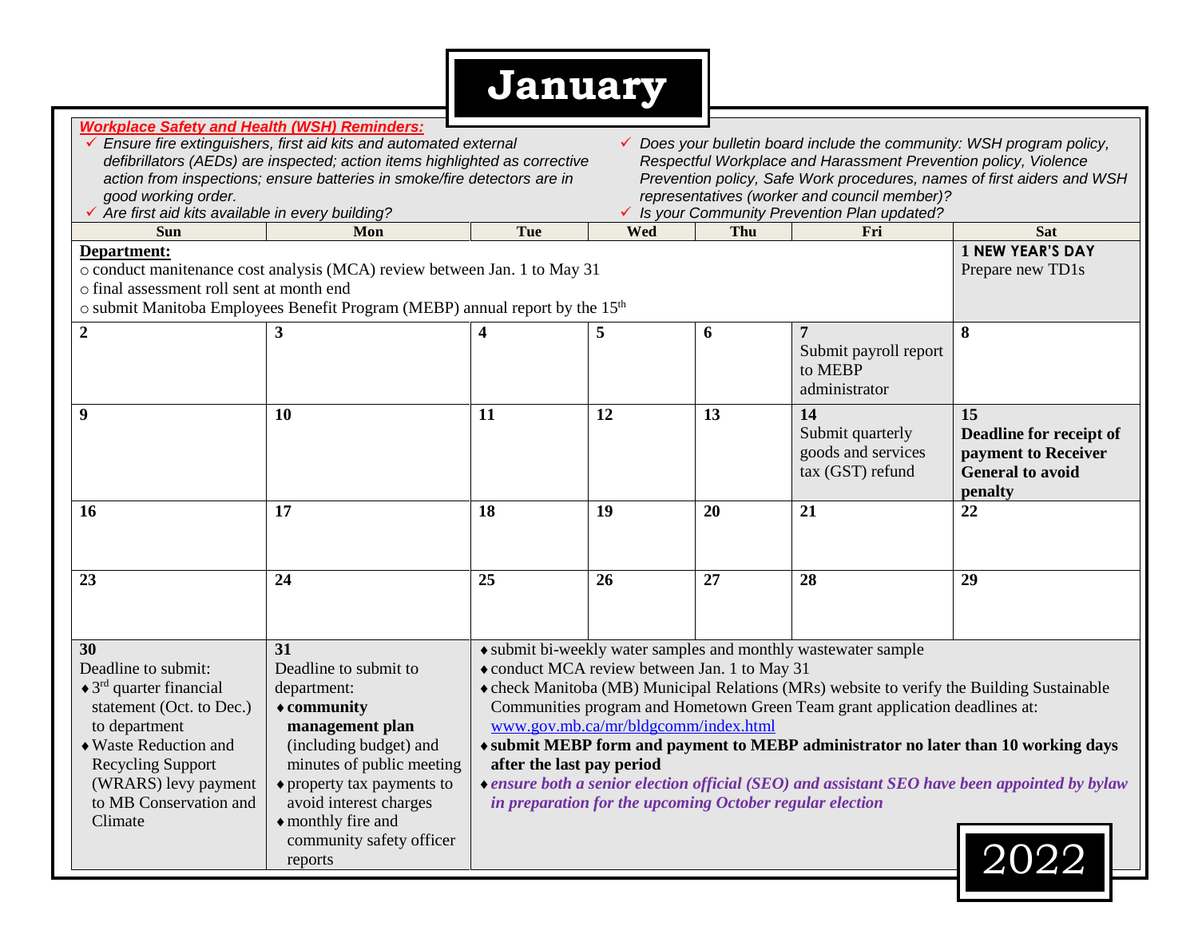# January

***Workplace Safety and Health (WSH) Reminders:***

- ✓ *Ensure fire extinguishers, first aid kits and automated external defibrillators (AEDs) are inspected; action items highlighted as corrective action from inspections; ensure batteries in smoke/fire detectors are in good working order.*
- ✓ *Are first aid kits available in every building?*
- ✓ *Does your bulletin board include the community: WSH program policy, Respectful Workplace and Harassment Prevention policy, Violence Prevention policy, Safe Work procedures, names of first aiders and WSH representatives (worker and council member)?*
- ✓ *Is your Community Prevention Plan updated?*

| Sun | Mon | Tue | Wed | Thu | Fri | Sat |
|---|---|---|---|---|---|---|
| **Department:**<br>○ conduct manitenance cost analysis (MCA) review between Jan. 1 to May 31<br>○ final assessment roll sent at month end<br>○ submit Manitoba Employees Benefit Program (MEBP) annual report by the 15th | | | | | | **1 NEW YEAR'S DAY**<br>Prepare new TD1s |
| **2** | **3** | **4** | **5** | **6** | **7**<br>Submit payroll report to MEBP administrator | **8** |
| **9** | **10** | **11** | **12** | **13** | **14**<br>Submit quarterly goods and services tax (GST) refund | **15**<br>**Deadline for receipt of payment to Receiver General to avoid penalty** |
| **16** | **17** | **18** | **19** | **20** | **21** | **22** |
| **23** | **24** | **25** | **26** | **27** | **28** | **29** |
| **30**<br>Deadline to submit:<br>♦ 3rd quarter financial statement (Oct. to Dec.) to department<br>♦ Waste Reduction and Recycling Support (WRARS) levy payment to MB Conservation and Climate | **31**<br>Deadline to submit to department:<br>♦ **community management plan** (including budget) and minutes of public meeting<br>♦ property tax payments to avoid interest charges<br>♦ monthly fire and community safety officer reports | ♦ submit bi-weekly water samples and monthly wastewater sample<br>♦ conduct MCA review between Jan. 1 to May 31<br>♦ check Manitoba (MB) Municipal Relations (MRs) website to verify the Building Sustainable Communities program and Hometown Green Team grant application deadlines at: www.gov.mb.ca/mr/bldgcomm/index.html<br>♦ **submit MEBP form and payment to MEBP administrator no later than 10 working days after the last pay period**<br>♦ ***ensure both a senior election official (SEO) and assistant SEO have been appointed by bylaw in preparation for the upcoming October regular election*** | | | | |

2022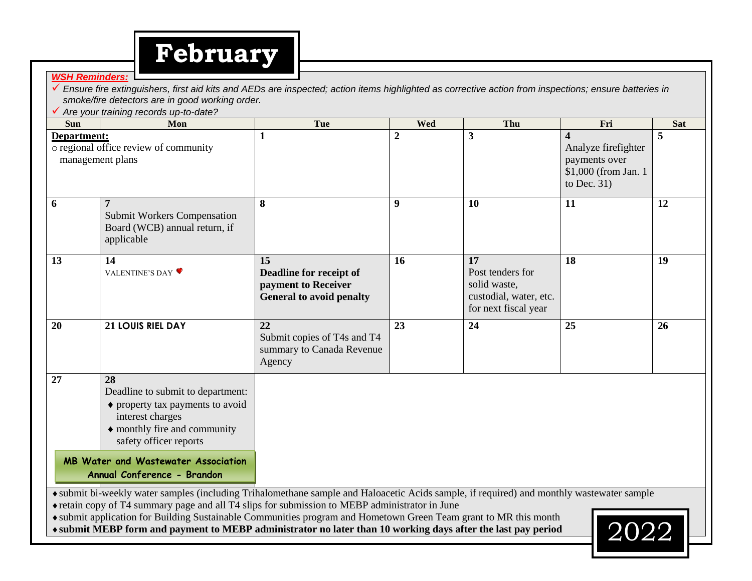# February

***WSH Reminders:***

- ✓ *Ensure fire extinguishers, first aid kits and AEDs are inspected; action items highlighted as corrective action from inspections; ensure batteries in smoke/fire detectors are in good working order.*
- ✓ *Are your training records up-to-date?*

| Sun | Mon | Tue | Wed | Thu | Fri | Sat |
|---|---|---|---|---|---|---|
| **Department:** ○ regional office review of community management plans | | **1** | **2** | **3** | **4** Analyze firefighter payments over $1,000 (from Jan. 1 to Dec. 31) | **5** |
| **6** | **7** Submit Workers Compensation Board (WCB) annual return, if applicable | **8** | **9** | **10** | **11** | **12** |
| **13** | **14** VALENTINE'S DAY | **15** **Deadline for receipt of payment to Receiver General to avoid penalty** | **16** | **17** Post tenders for solid waste, custodial, water, etc. for next fiscal year | **18** | **19** |
| **20** | **21 LOUIS RIEL DAY** | **22** Submit copies of T4s and T4 summary to Canada Revenue Agency | **23** | **24** | **25** | **26** |
| **27** | **28** Deadline to submit to department: ♦ property tax payments to avoid interest charges ♦ monthly fire and community safety officer reports **MB Water and Wastewater Association Annual Conference - Brandon** | | | | | |

- ♦ submit bi-weekly water samples (including Trihalomethane sample and Haloacetic Acids sample, if required) and monthly wastewater sample
- ♦ retain copy of T4 summary page and all T4 slips for submission to MEBP administrator in June
- ♦ submit application for Building Sustainable Communities program and Hometown Green Team grant to MR this month
- ♦ **submit MEBP form and payment to MEBP administrator no later than 10 working days after the last pay period**

2022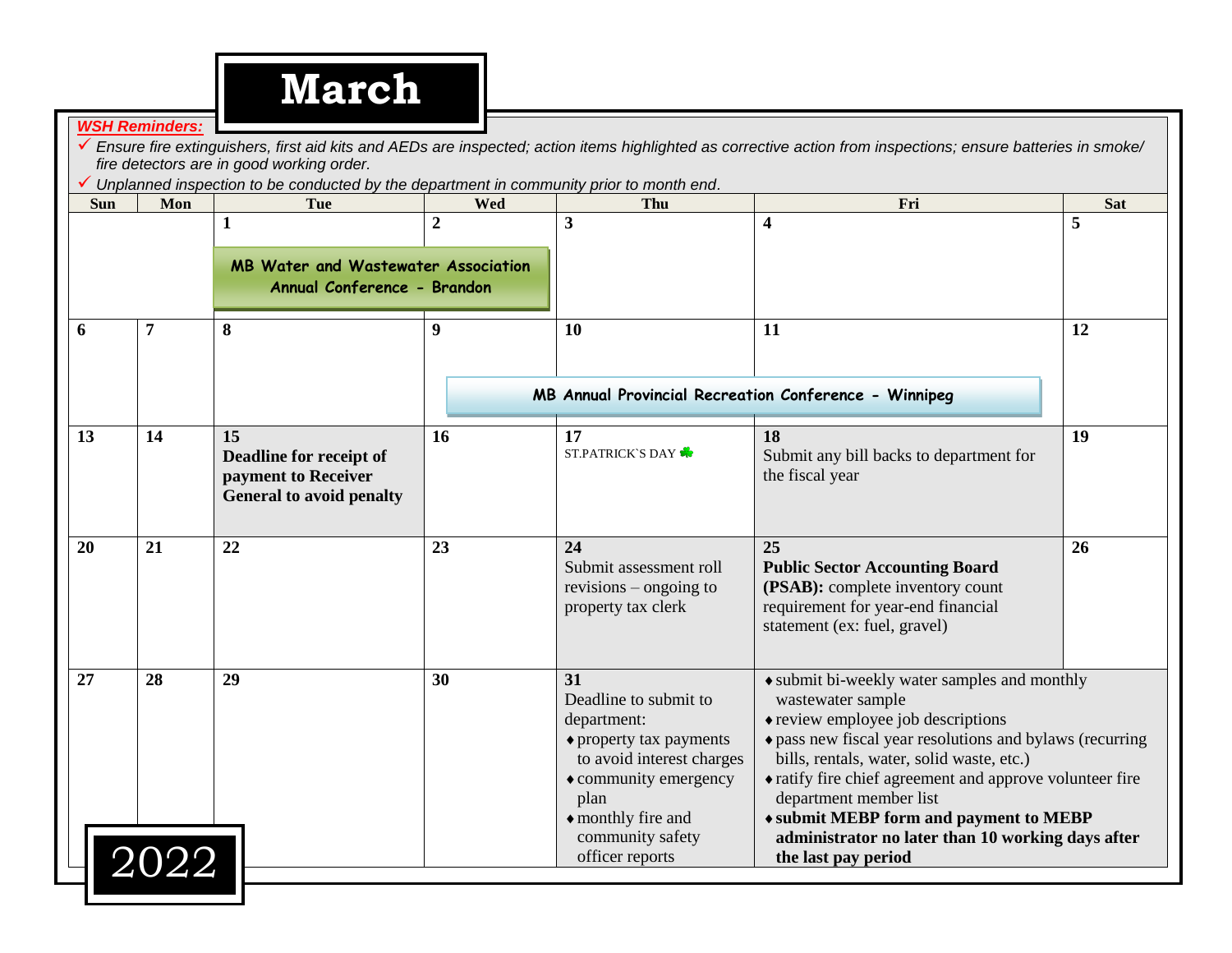# March

***WSH Reminders:***

- ✓ *Ensure fire extinguishers, first aid kits and AEDs are inspected; action items highlighted as corrective action from inspections; ensure batteries in smoke/ fire detectors are in good working order.*
- ✓ *Unplanned inspection to be conducted by the department in community prior to month end.*

| Sun | Mon | Tue | Wed | Thu | Fri | Sat |
|---|---|---|---|---|---|---|
| | | **1** MB Water and Wastewater Association Annual Conference - Brandon | **2** MB Water and Wastewater Association Annual Conference - Brandon | **3** | **4** | **5** |
| **6** | **7** | **8** | **9** MB Annual Provincial Recreation Conference - Winnipeg | **10** MB Annual Provincial Recreation Conference - Winnipeg | **11** MB Annual Provincial Recreation Conference - Winnipeg | **12** |
| **13** | **14** | **15** **Deadline for receipt of payment to Receiver General to avoid penalty** | **16** | **17** ST.PATRICK`S DAY | **18** Submit any bill backs to department for the fiscal year | **19** |
| **20** | **21** | **22** | **23** | **24** Submit assessment roll revisions – ongoing to property tax clerk | **25** **Public Sector Accounting Board (PSAB):** complete inventory count requirement for year-end financial statement (ex: fuel, gravel) | **26** |
| **27** | **28** | **29** | **30** | **31** Deadline to submit to department: ♦ property tax payments to avoid interest charges ♦ community emergency plan ♦ monthly fire and community safety officer reports | ♦ submit bi-weekly water samples and monthly wastewater sample ♦ review employee job descriptions ♦ pass new fiscal year resolutions and bylaws (recurring bills, rentals, water, solid waste, etc.) ♦ ratify fire chief agreement and approve volunteer fire department member list ♦ **submit MEBP form and payment to MEBP administrator no later than 10 working days after the last pay period** | |

2022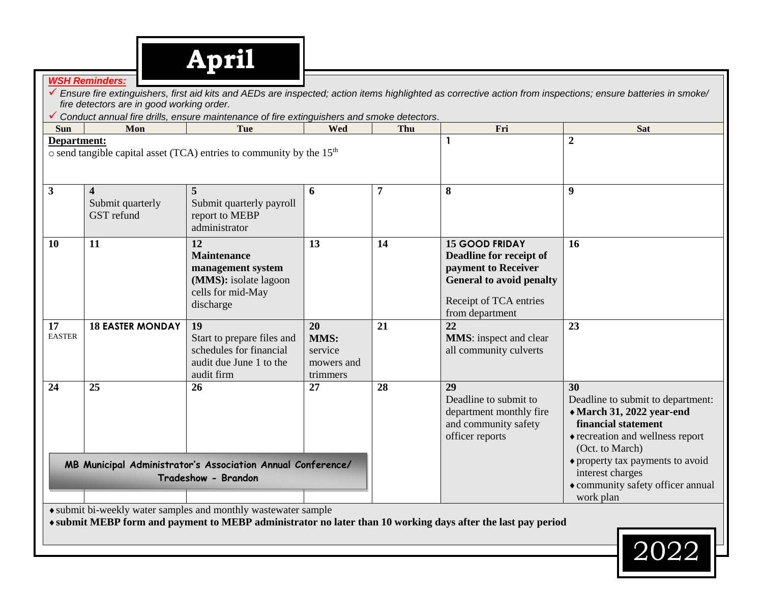# April

***WSH Reminders:***

- ✓ *Ensure fire extinguishers, first aid kits and AEDs are inspected; action items highlighted as corrective action from inspections; ensure batteries in smoke/ fire detectors are in good working order.*
- ✓ *Conduct annual fire drills, ensure maintenance of fire extinguishers and smoke detectors.*

| Sun | Mon | Tue | Wed | Thu | Fri | Sat |
|---|---|---|---|---|---|---|
| **Department:** ○ send tangible capital asset (TCA) entries to community by the 15th | | | | | 1 | 2 |
| 3 | 4 Submit quarterly GST refund | 5 Submit quarterly payroll report to MEBP administrator | 6 | 7 | 8 | 9 |
| 10 | 11 | 12 **Maintenance management system (MMS):** isolate lagoon cells for mid-May discharge | 13 | 14 | **15 GOOD FRIDAY** **Deadline for receipt of payment to Receiver General to avoid penalty** Receipt of TCA entries from department | 16 |
| 17 EASTER | **18 EASTER MONDAY** | 19 Start to prepare files and schedules for financial audit due June 1 to the audit firm | 20 **MMS:** service mowers and trimmers | 21 | 22 **MMS**: inspect and clear all community culverts | 23 |
| 24 | 25 | 26 | 27 | 28 | 29 Deadline to submit to department monthly fire and community safety officer reports | 30 Deadline to submit to department: ♦ **March 31, 2022 year-end financial statement** ♦ recreation and wellness report (Oct. to March) ♦ property tax payments to avoid interest charges ♦ community safety officer annual work plan |

**MB Municipal Administrator's Association Annual Conference/ Tradeshow - Brandon** (April 25–27)

- ♦ submit bi-weekly water samples and monthly wastewater sample
- ♦ **submit MEBP form and payment to MEBP administrator no later than 10 working days after the last pay period**

2022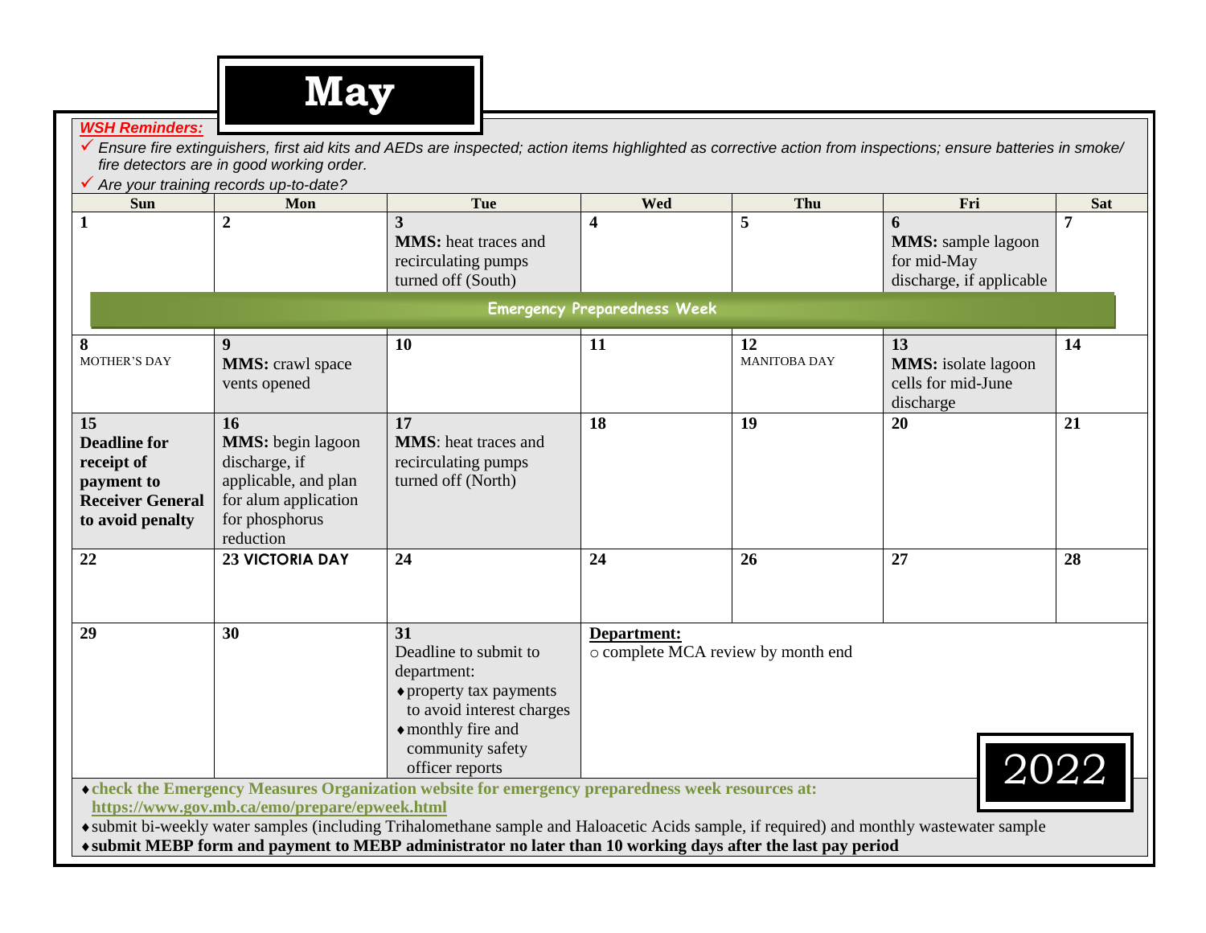# May

***WSH Reminders:***

✓ *Ensure fire extinguishers, first aid kits and AEDs are inspected; action items highlighted as corrective action from inspections; ensure batteries in smoke/ fire detectors are in good working order.*

✓ *Are your training records up-to-date?*

| Sun | Mon | Tue | Wed | Thu | Fri | Sat |
|---|---|---|---|---|---|---|
| 1 | 2 | 3 **MMS:** heat traces and recirculating pumps turned off (South) | 4 | 5 | 6 **MMS:** sample lagoon for mid-May discharge, if applicable | 7 |
| Emergency Preparedness Week | | | | | | |
| 8 MOTHER'S DAY | 9 **MMS:** crawl space vents opened | 10 | 11 | 12 MANITOBA DAY | 13 **MMS:** isolate lagoon cells for mid-June discharge | 14 |
| 15 **Deadline for receipt of payment to Receiver General to avoid penalty** | 16 **MMS:** begin lagoon discharge, if applicable, and plan for alum application for phosphorus reduction | 17 **MMS**: heat traces and recirculating pumps turned off (North) | 18 | 19 | 20 | 21 |
| 22 | **23 VICTORIA DAY** | 24 | 24 | 26 | 27 | 28 |
| 29 | 30 | 31 Deadline to submit to department: ♦ property tax payments to avoid interest charges ♦ monthly fire and community safety officer reports | **Department:** ○ complete MCA review by month end | | | |

**2022**

- **check the Emergency Measures Organization website for emergency preparedness week resources at: https://www.gov.mb.ca/emo/prepare/epweek.html**
- submit bi-weekly water samples (including Trihalomethane sample and Haloacetic Acids sample, if required) and monthly wastewater sample
- **submit MEBP form and payment to MEBP administrator no later than 10 working days after the last pay period**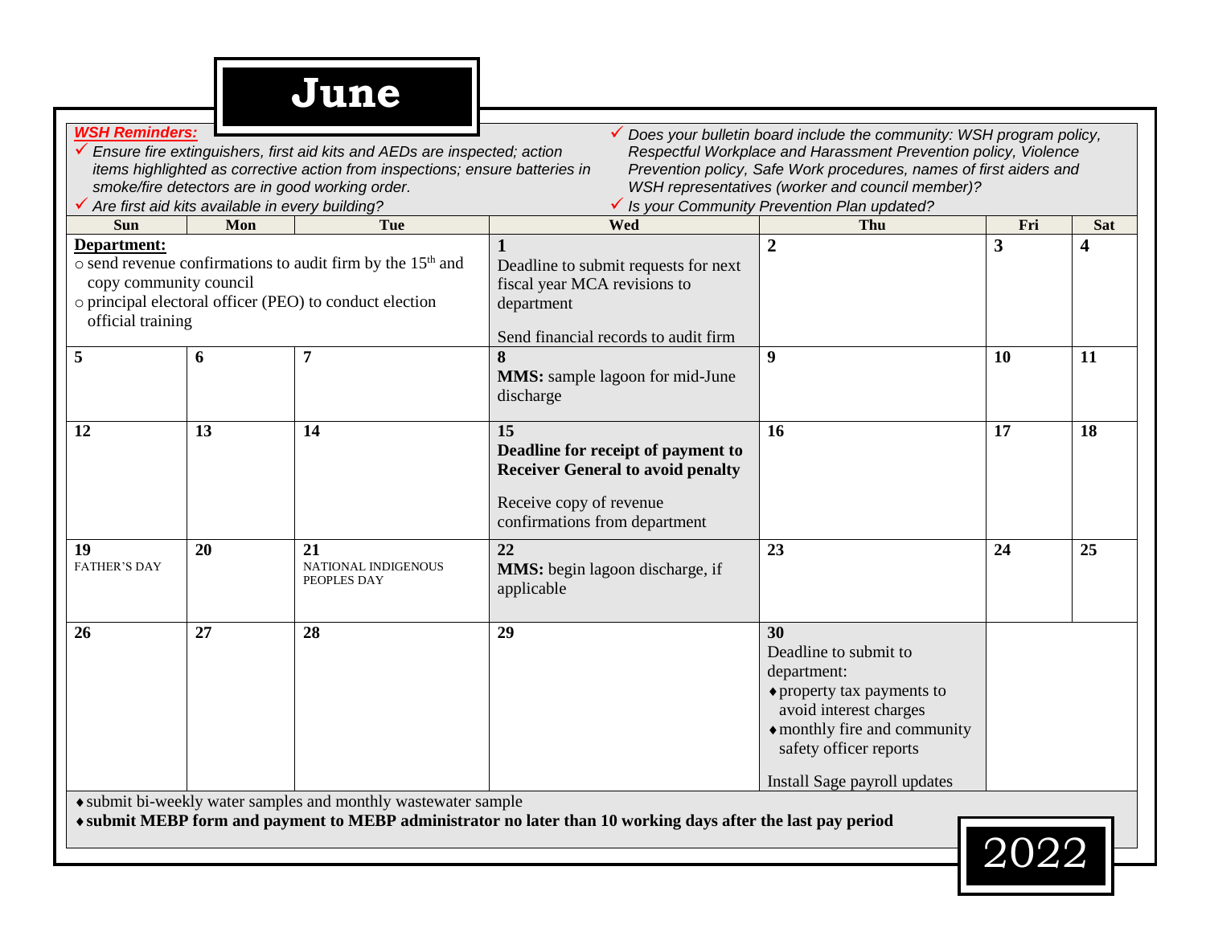# June 2022

***WSH Reminders:***

- *Ensure fire extinguishers, first aid kits and AEDs are inspected; action items highlighted as corrective action from inspections; ensure batteries in smoke/fire detectors are in good working order.*
- *Are first aid kits available in every building?*
- *Does your bulletin board include the community: WSH program policy, Respectful Workplace and Harassment Prevention policy, Violence Prevention policy, Safe Work procedures, names of first aiders and WSH representatives (worker and council member)?*
- *Is your Community Prevention Plan updated?*

| Sun | Mon | Tue | Wed | Thu | Fri | Sat |
|---|---|---|---|---|---|---|
| **Department:** ○ send revenue confirmations to audit firm by the 15th and copy community council ○ principal electoral officer (PEO) to conduct election official training | | | **1** Deadline to submit requests for next fiscal year MCA revisions to department<br><br>Send financial records to audit firm | **2** | **3** | **4** |
| **5** | **6** | **7** | **8** **MMS:** sample lagoon for mid-June discharge | **9** | **10** | **11** |
| **12** | **13** | **14** | **15** **Deadline for receipt of payment to Receiver General to avoid penalty**<br><br>Receive copy of revenue confirmations from department | **16** | **17** | **18** |
| **19** FATHER'S DAY | **20** | **21** NATIONAL INDIGENOUS PEOPLES DAY | **22** **MMS:** begin lagoon discharge, if applicable | **23** | **24** | **25** |
| **26** | **27** | **28** | **29** | **30** Deadline to submit to department: ♦ property tax payments to avoid interest charges ♦ monthly fire and community safety officer reports<br><br>Install Sage payroll updates | | |

- submit bi-weekly water samples and monthly wastewater sample
- **submit MEBP form and payment to MEBP administrator no later than 10 working days after the last pay period**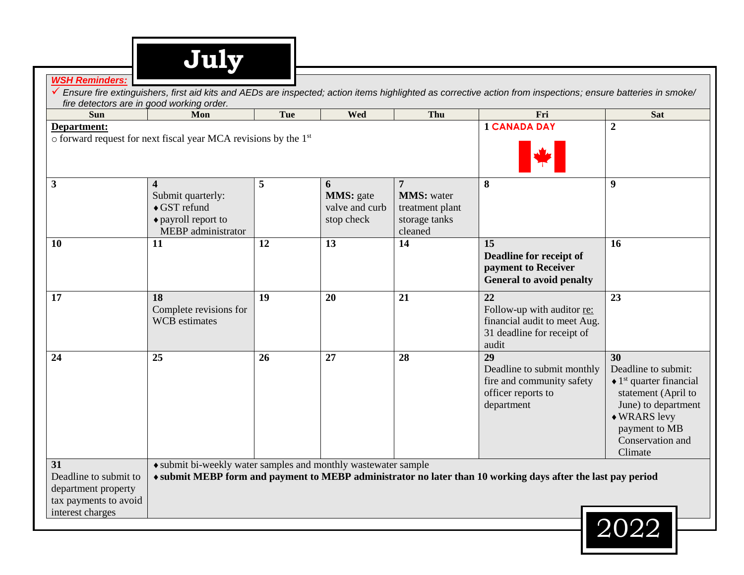# July

***WSH Reminders:***

✓ *Ensure fire extinguishers, first aid kits and AEDs are inspected; action items highlighted as corrective action from inspections; ensure batteries in smoke/ fire detectors are in good working order.*

| Sun | Mon | Tue | Wed | Thu | Fri | Sat |
|---|---|---|---|---|---|---|
| **Department:** ○ forward request for next fiscal year MCA revisions by the 1st | | | | | **1 CANADA DAY** | **2** |
| **3** | **4** Submit quarterly: ♦ GST refund ♦ payroll report to MEBP administrator | **5** | **6** **MMS:** gate valve and curb stop check | **7** **MMS:** water treatment plant storage tanks cleaned | **8** | **9** |
| **10** | **11** | **12** | **13** | **14** | **15** **Deadline for receipt of payment to Receiver General to avoid penalty** | **16** |
| **17** | **18** Complete revisions for WCB estimates | **19** | **20** | **21** | **22** Follow-up with auditor re: financial audit to meet Aug. 31 deadline for receipt of audit | **23** |
| **24** | **25** | **26** | **27** | **28** | **29** Deadline to submit monthly fire and community safety officer reports to department | **30** Deadline to submit: ♦ 1st quarter financial statement (April to June) to department ♦ WRARS levy payment to MB Conservation and Climate |
| **31** Deadline to submit to department property tax payments to avoid interest charges | ♦ submit bi-weekly water samples and monthly wastewater sample ♦ **submit MEBP form and payment to MEBP administrator no later than 10 working days after the last pay period** | | | | | |

2022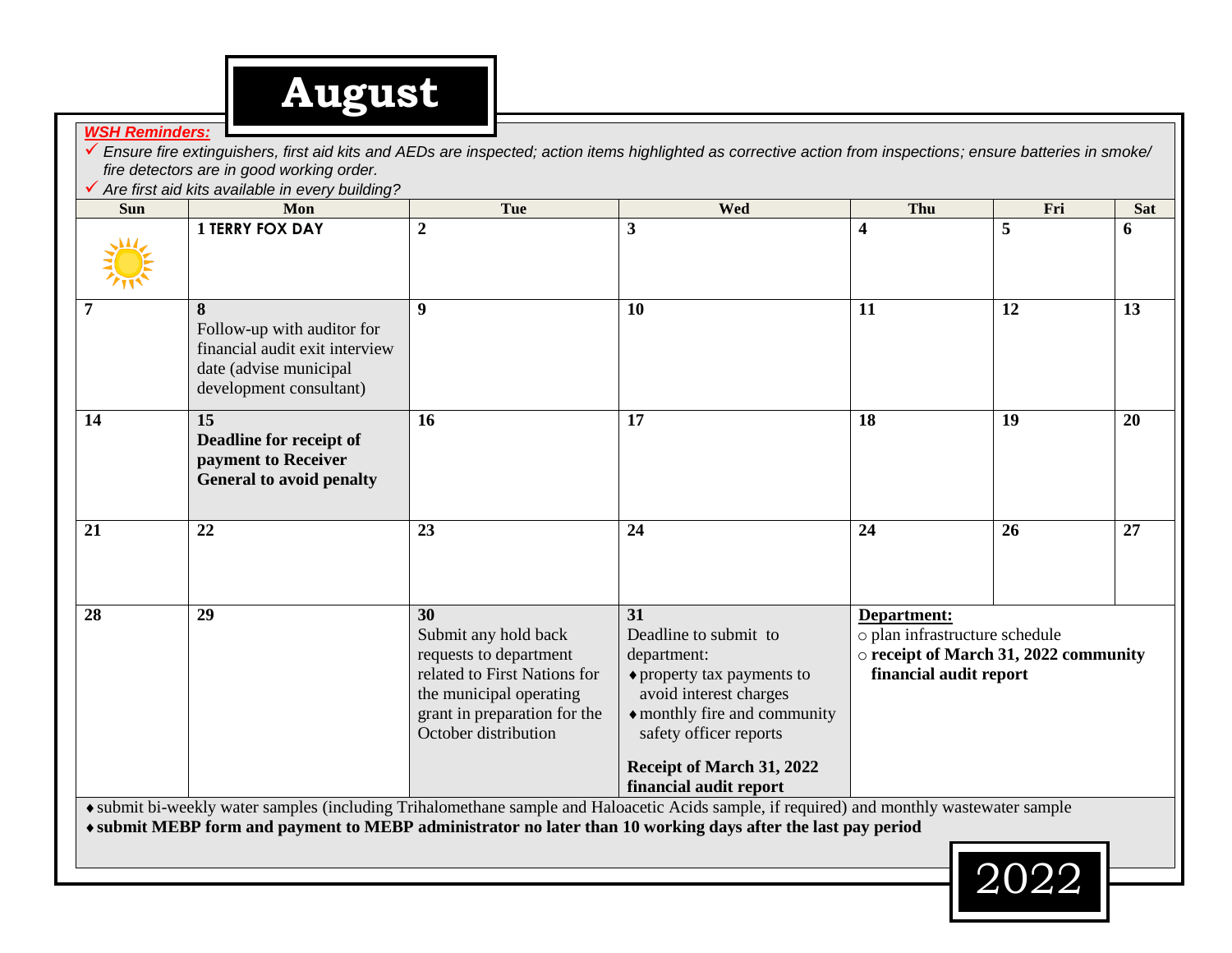# August

***WSH Reminders:***

- ✓ *Ensure fire extinguishers, first aid kits and AEDs are inspected; action items highlighted as corrective action from inspections; ensure batteries in smoke/ fire detectors are in good working order.*
- ✓ *Are first aid kits available in every building?*

| Sun | Mon | Tue | Wed | Thu | Fri | Sat |
|---|---|---|---|---|---|---|
| | **1 TERRY FOX DAY** | **2** | **3** | **4** | **5** | **6** |
| **7** | **8** Follow-up with auditor for financial audit exit interview date (advise municipal development consultant) | **9** | **10** | **11** | **12** | **13** |
| **14** | **15** **Deadline for receipt of payment to Receiver General to avoid penalty** | **16** | **17** | **18** | **19** | **20** |
| **21** | **22** | **23** | **24** | **24** | **26** | **27** |
| **28** | **29** | **30** Submit any hold back requests to department related to First Nations for the municipal operating grant in preparation for the October distribution | **31** Deadline to submit to department: ♦ property tax payments to avoid interest charges ♦ monthly fire and community safety officer reports **Receipt of March 31, 2022 financial audit report** | **Department:** ○ plan infrastructure schedule ○ **receipt of March 31, 2022 community financial audit report** | | |

- ♦ submit bi-weekly water samples (including Trihalomethane sample and Haloacetic Acids sample, if required) and monthly wastewater sample
- ♦ **submit MEBP form and payment to MEBP administrator no later than 10 working days after the last pay period**

2022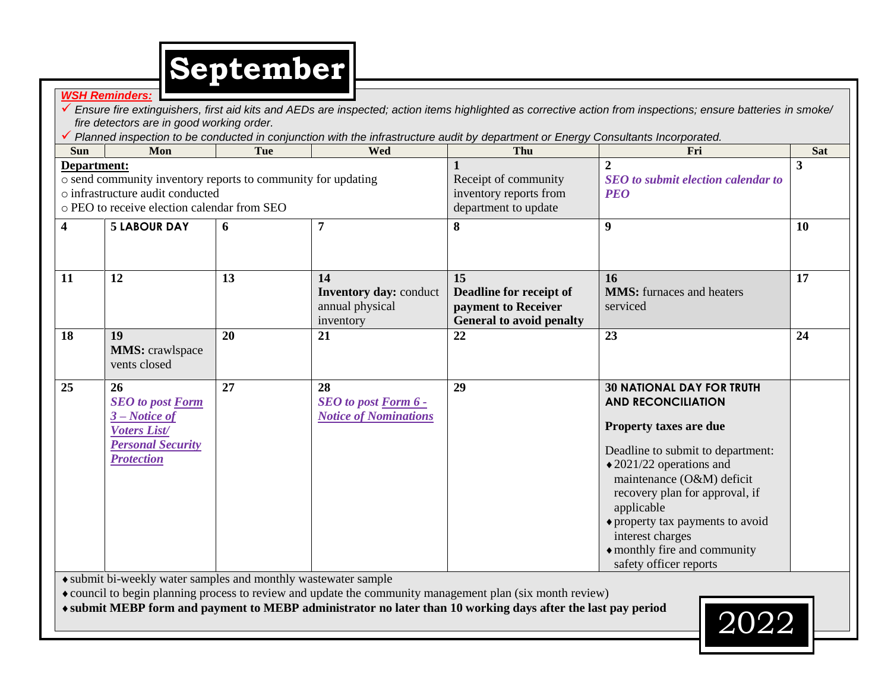# September

***WSH Reminders:***

✓ *Ensure fire extinguishers, first aid kits and AEDs are inspected; action items highlighted as corrective action from inspections; ensure batteries in smoke/ fire detectors are in good working order.*

✓ *Planned inspection to be conducted in conjunction with the infrastructure audit by department or Energy Consultants Incorporated.*

| Sun | Mon | Tue | Wed | Thu | Fri | Sat |
|---|---|---|---|---|---|---|
| **Department:**<br>○ send community inventory reports to community for updating<br>○ infrastructure audit conducted<br>○ PEO to receive election calendar from SEO | | | | **1**<br>Receipt of community inventory reports from department to update | **2**<br>***SEO to submit election calendar to PEO*** | **3** |
| **4** | **5 LABOUR DAY** | **6** | **7** | **8** | **9** | **10** |
| **11** | **12** | **13** | **14**<br>**Inventory day:** conduct annual physical inventory | **15**<br>**Deadline for receipt of payment to Receiver General to avoid penalty** | **16**<br>**MMS:** furnaces and heaters serviced | **17** |
| **18** | **19**<br>**MMS:** crawlspace vents closed | **20** | **21** | **22** | **23** | **24** |
| **25** | **26**<br>***SEO to post Form 3 – Notice of Voters List/ Personal Security Protection*** | **27** | **28**<br>***SEO to post Form 6 - Notice of Nominations*** | **29** | **30 NATIONAL DAY FOR TRUTH AND RECONCILIATION**<br><br>**Property taxes are due**<br><br>Deadline to submit to department:<br>♦ 2021/22 operations and maintenance (O&M) deficit recovery plan for approval, if applicable<br>♦ property tax payments to avoid interest charges<br>♦ monthly fire and community safety officer reports | |

- ♦ submit bi-weekly water samples and monthly wastewater sample
- ♦ council to begin planning process to review and update the community management plan (six month review)
- ♦ **submit MEBP form and payment to MEBP administrator no later than 10 working days after the last pay period**

2022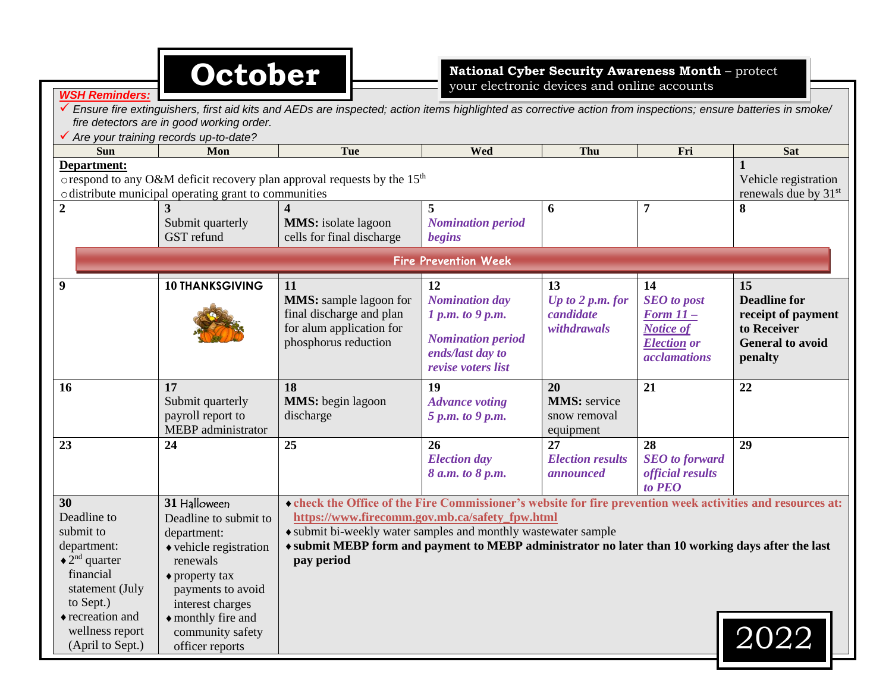# October

**National Cyber Security Awareness Month** – protect your electronic devices and online accounts

***WSH Reminders:***

- ✓ *Ensure fire extinguishers, first aid kits and AEDs are inspected; action items highlighted as corrective action from inspections; ensure batteries in smoke/ fire detectors are in good working order.*
- ✓ *Are your training records up-to-date?*

| Sun | Mon | Tue | Wed | Thu | Fri | Sat |
|---|---|---|---|---|---|---|
| **Department:** ○ respond to any O&M deficit recovery plan approval requests by the 15th ○ distribute municipal operating grant to communities | | | | | | **1** Vehicle registration renewals due by 31st |
| **2** | **3** Submit quarterly GST refund | **4** **MMS:** isolate lagoon cells for final discharge | **5** *Nomination period begins* | **6** | **7** | **8** |
| **Fire Prevention Week** | | | | | | |
| **9** | **10 THANKSGIVING** | **11** **MMS:** sample lagoon for final discharge and plan for alum application for phosphorus reduction | **12** *Nomination day 1 p.m. to 9 p.m.* *Nomination period ends/last day to revise voters list* | **13** *Up to 2 p.m. for candidate withdrawals* | **14** *SEO to post Form 11 – Notice of Election or acclamations* | **15** **Deadline for receipt of payment to Receiver General to avoid penalty** |
| **16** | **17** Submit quarterly payroll report to MEBP administrator | **18** **MMS:** begin lagoon discharge | **19** *Advance voting 5 p.m. to 9 p.m.* | **20** **MMS:** service snow removal equipment | **21** | **22** |
| **23** | **24** | **25** | **26** *Election day 8 a.m. to 8 p.m.* | **27** *Election results announced* | **28** *SEO to forward official results to PEO* | **29** |
| **30** Deadline to submit to department: ♦ 2nd quarter financial statement (July to Sept.) ♦ recreation and wellness report (April to Sept.) | **31** Halloween Deadline to submit to department: ♦ vehicle registration renewals ♦ property tax payments to avoid interest charges ♦ monthly fire and community safety officer reports | ♦ **check the Office of the Fire Commissioner's website for fire prevention week activities and resources at: https://www.firecomm.gov.mb.ca/safety_fpw.html** ♦ submit bi-weekly water samples and monthly wastewater sample ♦ **submit MEBP form and payment to MEBP administrator no later than 10 working days after the last pay period** | | | | |

2022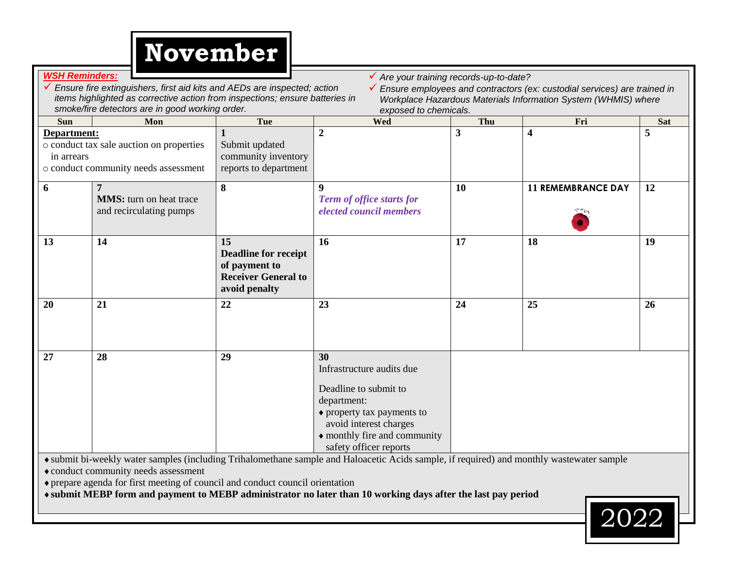# November

**2022**

***WSH Reminders:***

- ✓ *Ensure fire extinguishers, first aid kits and AEDs are inspected; action items highlighted as corrective action from inspections; ensure batteries in smoke/fire detectors are in good working order.*
- ✓ *Are your training records-up-to-date?*
- ✓ *Ensure employees and contractors (ex: custodial services) are trained in Workplace Hazardous Materials Information System (WHMIS) where exposed to chemicals.*

| Sun | Mon | Tue | Wed | Thu | Fri | Sat |
|---|---|---|---|---|---|---|
| **Department:** ○ conduct tax sale auction on properties in arrears ○ conduct community needs assessment | | **1** Submit updated community inventory reports to department | **2** | **3** | **4** | **5** |
| **6** | **7** **MMS:** turn on heat trace and recirculating pumps | **8** | **9** ***Term of office starts for elected council members*** | **10** | **11 REMEMBRANCE DAY** | **12** |
| **13** | **14** | **15** **Deadline for receipt of payment to Receiver General to avoid penalty** | **16** | **17** | **18** | **19** |
| **20** | **21** | **22** | **23** | **24** | **25** | **26** |
| **27** | **28** | **29** | **30** Infrastructure audits due<br><br>Deadline to submit to department:<br>♦ property tax payments to avoid interest charges<br>♦ monthly fire and community safety officer reports | | | |

- ♦ submit bi-weekly water samples (including Trihalomethane sample and Haloacetic Acids sample, if required) and monthly wastewater sample
- ♦ conduct community needs assessment
- ♦ prepare agenda for first meeting of council and conduct council orientation
- ♦ **submit MEBP form and payment to MEBP administrator no later than 10 working days after the last pay period**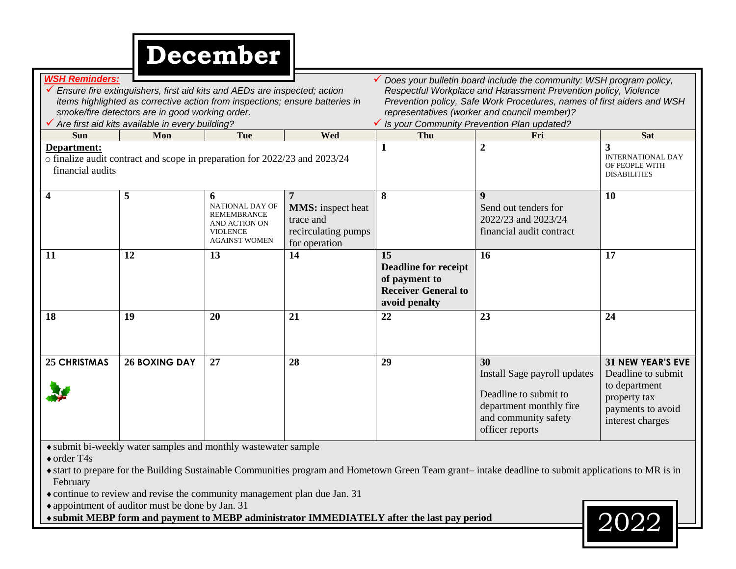# December

***WSH Reminders:***

- ✓ *Ensure fire extinguishers, first aid kits and AEDs are inspected; action items highlighted as corrective action from inspections; ensure batteries in smoke/fire detectors are in good working order.*
- ✓ *Are first aid kits available in every building?*
- ✓ *Does your bulletin board include the community: WSH program policy, Respectful Workplace and Harassment Prevention policy, Violence Prevention policy, Safe Work Procedures, names of first aiders and WSH representatives (worker and council member)?*
- ✓ *Is your Community Prevention Plan updated?*

| Sun | Mon | Tue | Wed | Thu | Fri | Sat |
|---|---|---|---|---|---|---|
| **Department:** ○ finalize audit contract and scope in preparation for 2022/23 and 2023/24 financial audits | | | | **1** | **2** | **3** INTERNATIONAL DAY OF PEOPLE WITH DISABILITIES |
| **4** | **5** | **6** NATIONAL DAY OF REMEMBRANCE AND ACTION ON VIOLENCE AGAINST WOMEN | **7** **MMS:** inspect heat trace and recirculating pumps for operation | **8** | **9** Send out tenders for 2022/23 and 2023/24 financial audit contract | **10** |
| **11** | **12** | **13** | **14** | **15** **Deadline for receipt of payment to Receiver General to avoid penalty** | **16** | **17** |
| **18** | **19** | **20** | **21** | **22** | **23** | **24** |
| **25 CHRISTMAS** | **26 BOXING DAY** | **27** | **28** | **29** | **30** Install Sage payroll updates<br><br>Deadline to submit to department monthly fire and community safety officer reports | **31 NEW YEAR'S EVE** Deadline to submit to department property tax payments to avoid interest charges |

- submit bi-weekly water samples and monthly wastewater sample
- order T4s
- start to prepare for the Building Sustainable Communities program and Hometown Green Team grant– intake deadline to submit applications to MR is in February
- continue to review and revise the community management plan due Jan. 31
- appointment of auditor must be done by Jan. 31
- **submit MEBP form and payment to MEBP administrator IMMEDIATELY after the last pay period**

2022